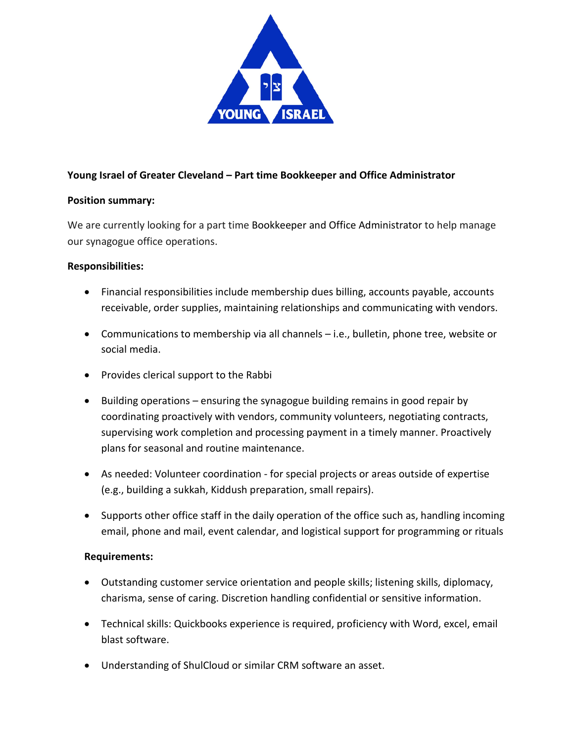**Young Israel of Greater Cleveland – Part time Bookkeeper and Office Administrator**

**Position summary:**

We are currently looking for a part time Bookkeeper and Office Administrator to help manage our synagogue office operations.

**Responsibilities:**

- Financial responsibilities include membership dues billing, accounts payable, accounts receivable, order supplies, maintaining relationships and communicating with vendors.
- Communications to membership via all channels – i.e., bulletin, phone tree, website or social media.
- Provides clerical support to the Rabbi
- Building operations – ensuring the synagogue building remains in good repair by coordinating proactively with vendors, community volunteers, negotiating contracts, supervising work completion and processing payment in a timely manner. Proactively plans for seasonal and routine maintenance.
- As needed: Volunteer coordination - for special projects or areas outside of expertise (e.g., building a sukkah, Kiddush preparation, small repairs).
- Supports other office staff in the daily operation of the office such as, handling incoming email, phone and mail, event calendar, and logistical support for programming or rituals

**Requirements:**

- Outstanding customer service orientation and people skills; listening skills, diplomacy, charisma, sense of caring. Discretion handling confidential or sensitive information.
- Technical skills: Quickbooks experience is required, proficiency with Word, excel, email blast software.
- Understanding of ShulCloud or similar CRM software an asset.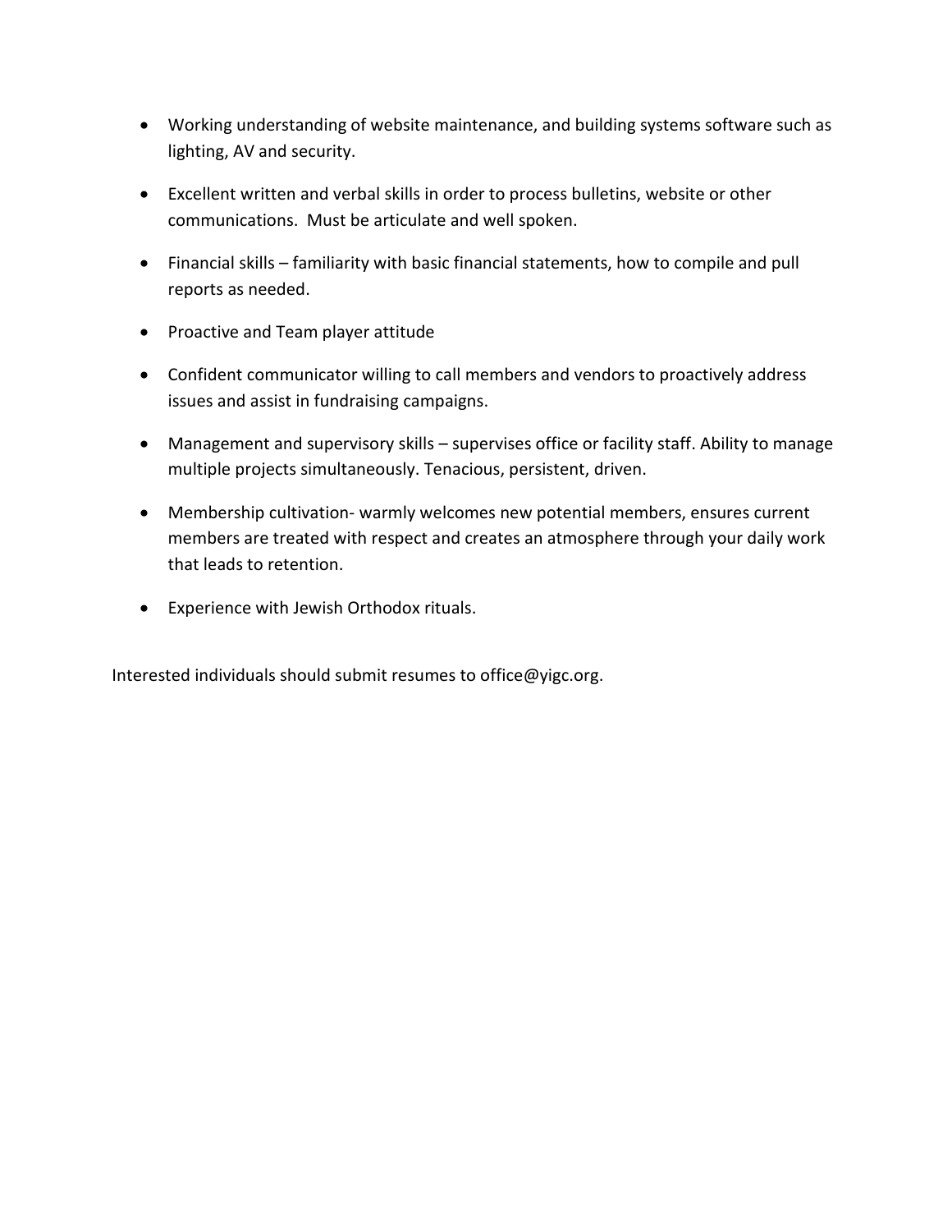- Working understanding of website maintenance, and building systems software such as lighting, AV and security.
- Excellent written and verbal skills in order to process bulletins, website or other communications. Must be articulate and well spoken.
- Financial skills – familiarity with basic financial statements, how to compile and pull reports as needed.
- Proactive and Team player attitude
- Confident communicator willing to call members and vendors to proactively address issues and assist in fundraising campaigns.
- Management and supervisory skills – supervises office or facility staff. Ability to manage multiple projects simultaneously. Tenacious, persistent, driven.
- Membership cultivation- warmly welcomes new potential members, ensures current members are treated with respect and creates an atmosphere through your daily work that leads to retention.
- Experience with Jewish Orthodox rituals.

Interested individuals should submit resumes to office@yigc.org.